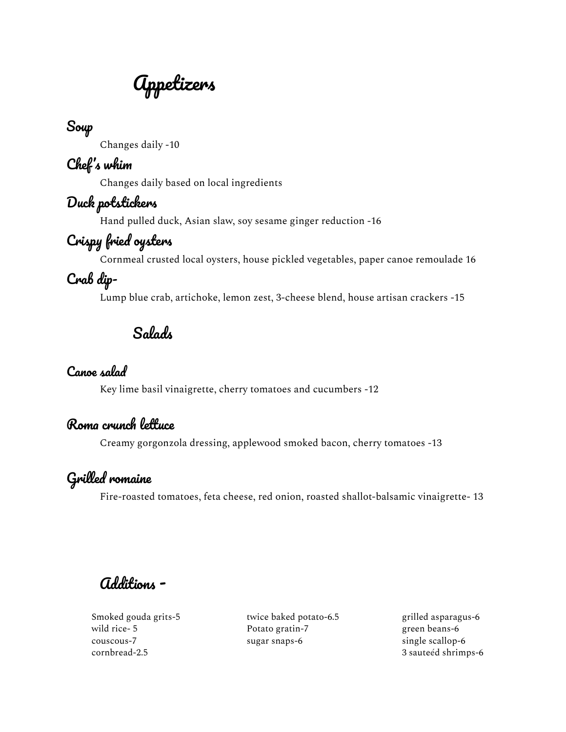# Appetizers

### Soup

Changes daily -10

### Chef's whim

Changes daily based on local ingredients

### Duck potstickers

Hand pulled duck, Asian slaw, soy sesame ginger reduction -16

### Crispy fried oysters

Cornmeal crusted local oysters, house pickled vegetables, paper canoe remoulade 16

### Crab dip-

Lump blue crab, artichoke, lemon zest, 3-cheese blend, house artisan crackers -15

# Salads

### Canoe salad

Key lime basil vinaigrette, cherry tomatoes and cucumbers -12

### Roma crunch lettuce

Creamy gorgonzola dressing, applewood smoked bacon, cherry tomatoes -13

### Grilled romaine

Fire-roasted tomatoes, feta cheese, red onion, roasted shallot-balsamic vinaigrette- 13

## Additions -

Smoked gouda grits-5
wild rice- 5
couscous-7
cornbread-2.5

twice baked potato-6.5
Potato gratin-7
sugar snaps-6

grilled asparagus-6
green beans-6
single scallop-6
3 sauteéd shrimps-6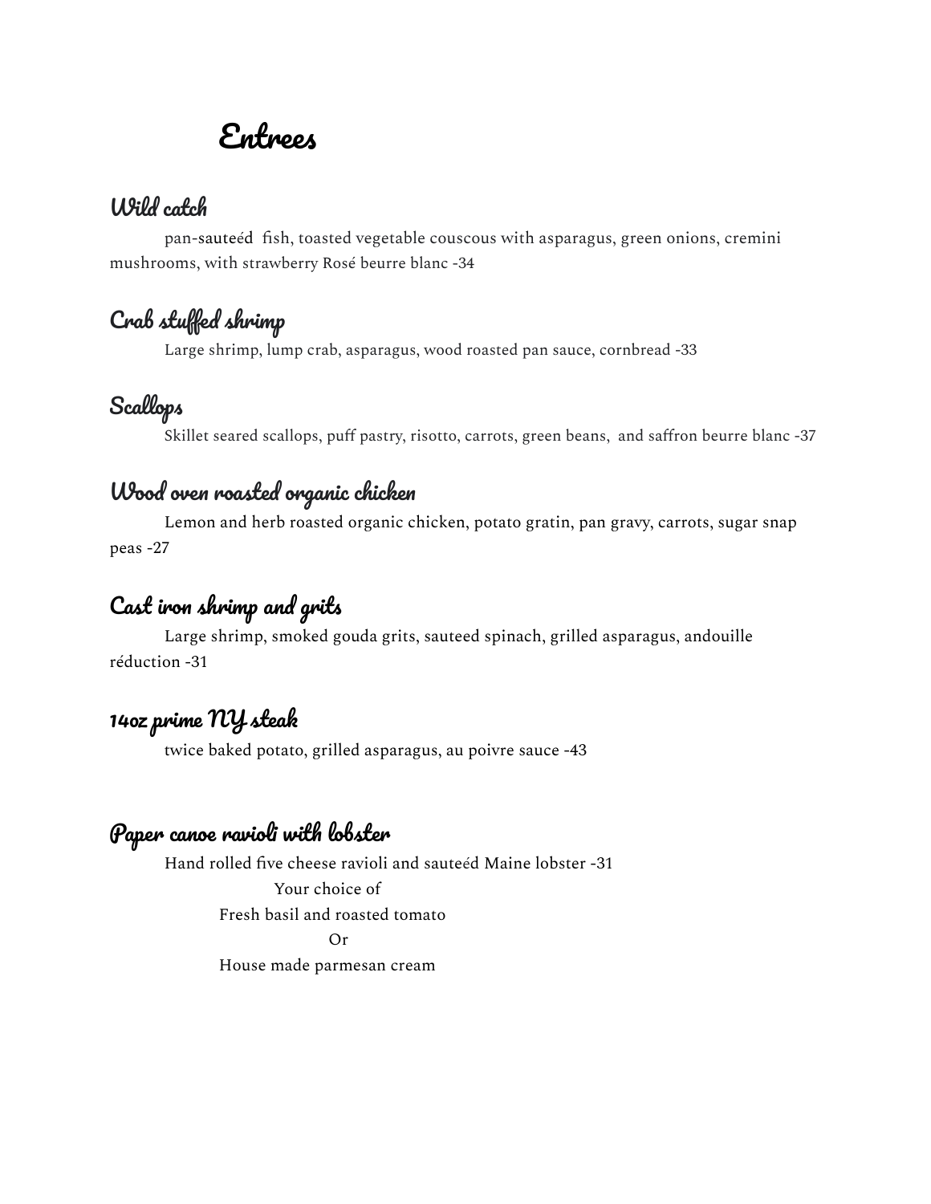# Entrees

## Wild catch

pan-sauteéd fish, toasted vegetable couscous with asparagus, green onions, cremini mushrooms, with strawberry Rosé beurre blanc -34

## Crab stuffed shrimp

Large shrimp, lump crab, asparagus, wood roasted pan sauce, cornbread -33

## Scallops

Skillet seared scallops, puff pastry, risotto, carrots, green beans, and saffron beurre blanc -37

## Wood oven roasted organic chicken

Lemon and herb roasted organic chicken, potato gratin, pan gravy, carrots, sugar snap peas -27

## Cast iron shrimp and grits

Large shrimp, smoked gouda grits, sauteed spinach, grilled asparagus, andouille réduction -31

## 14oz prime NY steak

twice baked potato, grilled asparagus, au poivre sauce -43

## Paper canoe ravioli with lobster

Hand rolled five cheese ravioli and sauteéd Maine lobster -31

Your choice of

Fresh basil and roasted tomato

Or

House made parmesan cream